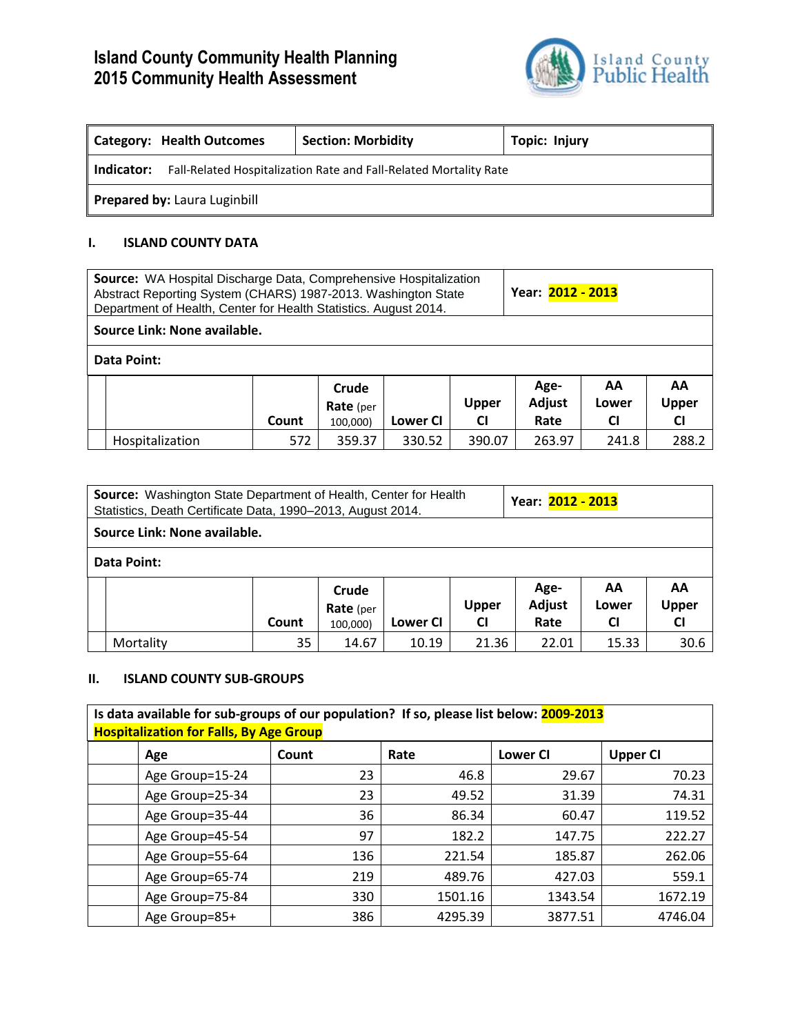# Island County Community Health Planning
# 2015 Community Health Assessment

Island County Public Health

| **Category: Health Outcomes** | **Section: Morbidity** | **Topic: Injury** |
|---|---|---|
| **Indicator:** Fall-Related Hospitalization Rate and Fall-Related Mortality Rate | | |
| **Prepared by:** Laura Luginbill | | |

## I. ISLAND COUNTY DATA

**Source:** WA Hospital Discharge Data, Comprehensive Hospitalization Abstract Reporting System (CHARS) 1987-2013. Washington State Department of Health, Center for Health Statistics. August 2014.

**Year: 2012 - 2013**

**Source Link: None available.**

**Data Point:**

| | Count | Crude Rate (per 100,000) | Lower CI | Upper CI | Age-Adjust Rate | AA Lower CI | AA Upper CI |
|---|---|---|---|---|---|---|---|
| Hospitalization | 572 | 359.37 | 330.52 | 390.07 | 263.97 | 241.8 | 288.2 |

**Source:** Washington State Department of Health, Center for Health Statistics, Death Certificate Data, 1990–2013, August 2014.

**Year: 2012 - 2013**

**Source Link: None available.**

**Data Point:**

| | Count | Crude Rate (per 100,000) | Lower CI | Upper CI | Age-Adjust Rate | AA Lower CI | AA Upper CI |
|---|---|---|---|---|---|---|---|
| Mortality | 35 | 14.67 | 10.19 | 21.36 | 22.01 | 15.33 | 30.6 |

## II. ISLAND COUNTY SUB-GROUPS

**Is data available for sub-groups of our population? If so, please list below: 2009-2013 Hospitalization for Falls, By Age Group**

| Age | Count | Rate | Lower CI | Upper CI |
|---|---|---|---|---|
| Age Group=15-24 | 23 | 46.8 | 29.67 | 70.23 |
| Age Group=25-34 | 23 | 49.52 | 31.39 | 74.31 |
| Age Group=35-44 | 36 | 86.34 | 60.47 | 119.52 |
| Age Group=45-54 | 97 | 182.2 | 147.75 | 222.27 |
| Age Group=55-64 | 136 | 221.54 | 185.87 | 262.06 |
| Age Group=65-74 | 219 | 489.76 | 427.03 | 559.1 |
| Age Group=75-84 | 330 | 1501.16 | 1343.54 | 1672.19 |
| Age Group=85+ | 386 | 4295.39 | 3877.51 | 4746.04 |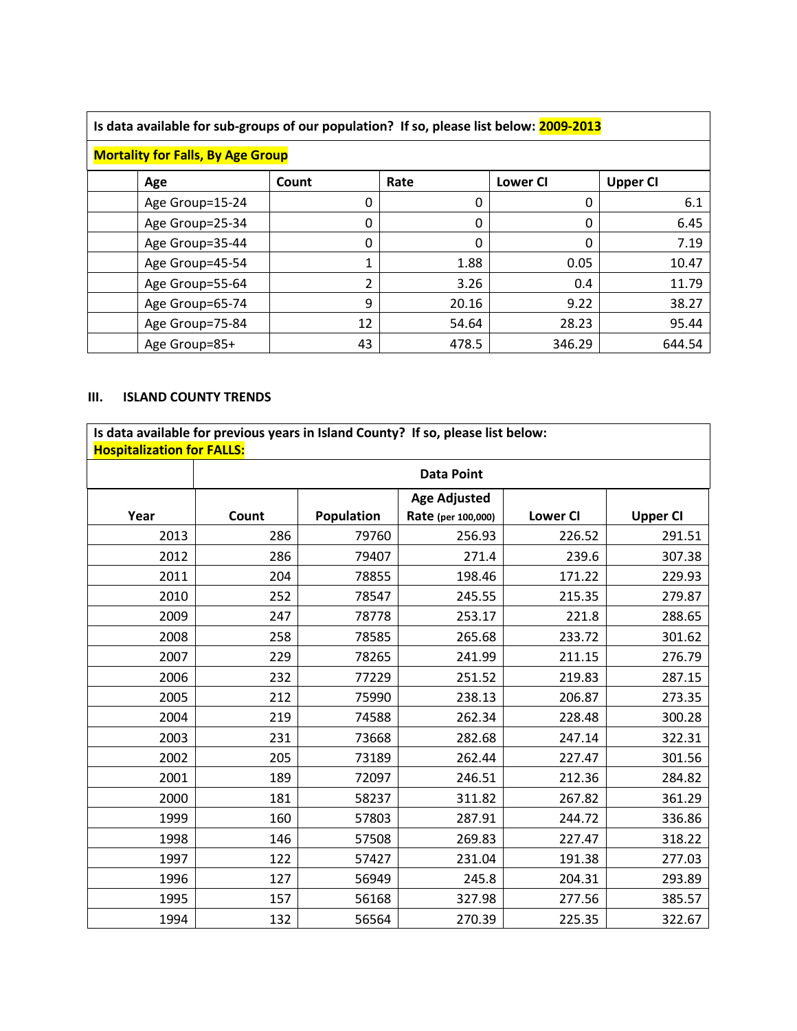| Is data available for sub-groups of our population? If so, please list below: **2009-2013** | | | | | |
|---|---|---|---|---|---|
| **Mortality for Falls, By Age Group** | | | | | |
| | **Age** | **Count** | **Rate** | **Lower CI** | **Upper CI** |
| | Age Group=15-24 | 0 | 0 | 0 | 6.1 |
| | Age Group=25-34 | 0 | 0 | 0 | 6.45 |
| | Age Group=35-44 | 0 | 0 | 0 | 7.19 |
| | Age Group=45-54 | 1 | 1.88 | 0.05 | 10.47 |
| | Age Group=55-64 | 2 | 3.26 | 0.4 | 11.79 |
| | Age Group=65-74 | 9 | 20.16 | 9.22 | 38.27 |
| | Age Group=75-84 | 12 | 54.64 | 28.23 | 95.44 |
| | Age Group=85+ | 43 | 478.5 | 346.29 | 644.54 |

## III. ISLAND COUNTY TRENDS

| Is data available for previous years in Island County? If so, please list below: **Hospitalization for FALLS:** | | | | | |
|---|---|---|---|---|---|
| | **Data Point** | | | | |
| **Year** | **Count** | **Population** | **Age Adjusted Rate (per 100,000)** | **Lower CI** | **Upper CI** |
| 2013 | 286 | 79760 | 256.93 | 226.52 | 291.51 |
| 2012 | 286 | 79407 | 271.4 | 239.6 | 307.38 |
| 2011 | 204 | 78855 | 198.46 | 171.22 | 229.93 |
| 2010 | 252 | 78547 | 245.55 | 215.35 | 279.87 |
| 2009 | 247 | 78778 | 253.17 | 221.8 | 288.65 |
| 2008 | 258 | 78585 | 265.68 | 233.72 | 301.62 |
| 2007 | 229 | 78265 | 241.99 | 211.15 | 276.79 |
| 2006 | 232 | 77229 | 251.52 | 219.83 | 287.15 |
| 2005 | 212 | 75990 | 238.13 | 206.87 | 273.35 |
| 2004 | 219 | 74588 | 262.34 | 228.48 | 300.28 |
| 2003 | 231 | 73668 | 282.68 | 247.14 | 322.31 |
| 2002 | 205 | 73189 | 262.44 | 227.47 | 301.56 |
| 2001 | 189 | 72097 | 246.51 | 212.36 | 284.82 |
| 2000 | 181 | 58237 | 311.82 | 267.82 | 361.29 |
| 1999 | 160 | 57803 | 287.91 | 244.72 | 336.86 |
| 1998 | 146 | 57508 | 269.83 | 227.47 | 318.22 |
| 1997 | 122 | 57427 | 231.04 | 191.38 | 277.03 |
| 1996 | 127 | 56949 | 245.8 | 204.31 | 293.89 |
| 1995 | 157 | 56168 | 327.98 | 277.56 | 385.57 |
| 1994 | 132 | 56564 | 270.39 | 225.35 | 322.67 |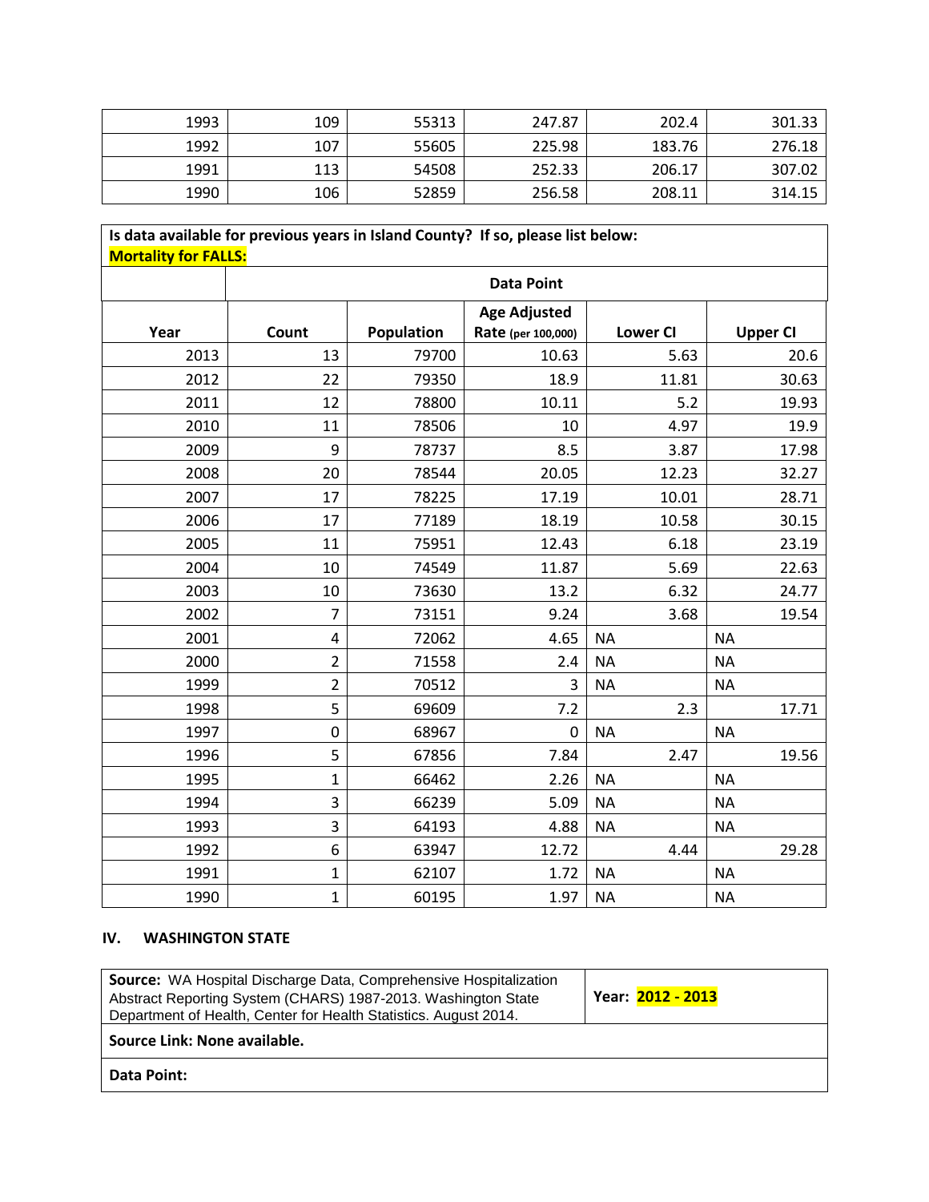| | | | | | |
|---|---|---|---|---|---|
| 1993 | 109 | 55313 | 247.87 | 202.4 | 301.33 |
| 1992 | 107 | 55605 | 225.98 | 183.76 | 276.18 |
| 1991 | 113 | 54508 | 252.33 | 206.17 | 307.02 |
| 1990 | 106 | 52859 | 256.58 | 208.11 | 314.15 |

**Is data available for previous years in Island County? If so, please list below:**
**Mortality for FALLS:**

| | Data Point | | | | |
|---|---|---|---|---|---|
| **Year** | **Count** | **Population** | **Age Adjusted Rate** (per 100,000) | **Lower CI** | **Upper CI** |
| 2013 | 13 | 79700 | 10.63 | 5.63 | 20.6 |
| 2012 | 22 | 79350 | 18.9 | 11.81 | 30.63 |
| 2011 | 12 | 78800 | 10.11 | 5.2 | 19.93 |
| 2010 | 11 | 78506 | 10 | 4.97 | 19.9 |
| 2009 | 9 | 78737 | 8.5 | 3.87 | 17.98 |
| 2008 | 20 | 78544 | 20.05 | 12.23 | 32.27 |
| 2007 | 17 | 78225 | 17.19 | 10.01 | 28.71 |
| 2006 | 17 | 77189 | 18.19 | 10.58 | 30.15 |
| 2005 | 11 | 75951 | 12.43 | 6.18 | 23.19 |
| 2004 | 10 | 74549 | 11.87 | 5.69 | 22.63 |
| 2003 | 10 | 73630 | 13.2 | 6.32 | 24.77 |
| 2002 | 7 | 73151 | 9.24 | 3.68 | 19.54 |
| 2001 | 4 | 72062 | 4.65 | NA | NA |
| 2000 | 2 | 71558 | 2.4 | NA | NA |
| 1999 | 2 | 70512 | 3 | NA | NA |
| 1998 | 5 | 69609 | 7.2 | 2.3 | 17.71 |
| 1997 | 0 | 68967 | 0 | NA | NA |
| 1996 | 5 | 67856 | 7.84 | 2.47 | 19.56 |
| 1995 | 1 | 66462 | 2.26 | NA | NA |
| 1994 | 3 | 66239 | 5.09 | NA | NA |
| 1993 | 3 | 64193 | 4.88 | NA | NA |
| 1992 | 6 | 63947 | 12.72 | 4.44 | 29.28 |
| 1991 | 1 | 62107 | 1.72 | NA | NA |
| 1990 | 1 | 60195 | 1.97 | NA | NA |

### IV. WASHINGTON STATE

| | |
|---|---|
| **Source:** WA Hospital Discharge Data, Comprehensive Hospitalization Abstract Reporting System (CHARS) 1987-2013. Washington State Department of Health, Center for Health Statistics. August 2014. | **Year: 2012 - 2013** |
| **Source Link: None available.** | |
| **Data Point:** | |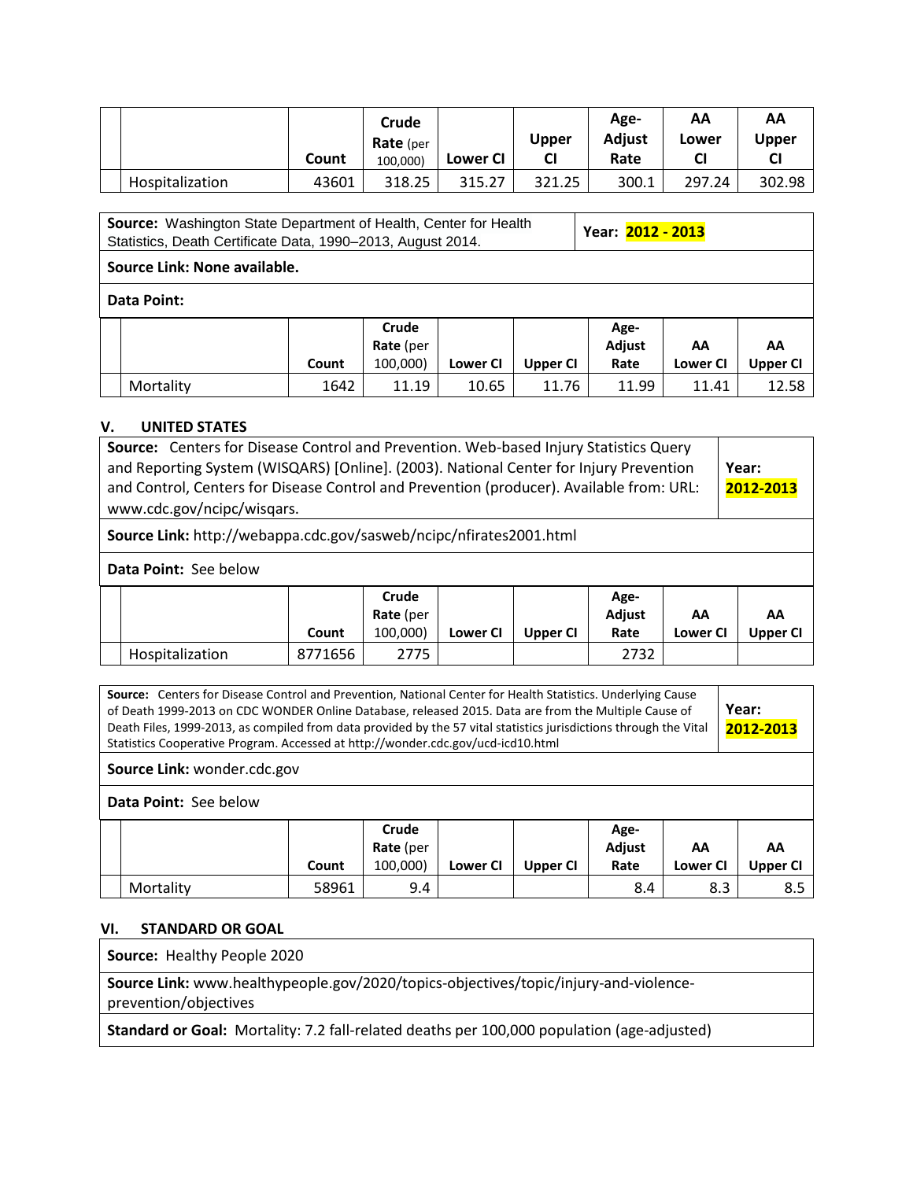| | | Count | Crude Rate (per 100,000) | Lower CI | Upper CI | Age-Adjust Rate | AA Lower CI | AA Upper CI |
|---|---|---|---|---|---|---|---|---|
| | Hospitalization | 43601 | 318.25 | 315.27 | 321.25 | 300.1 | 297.24 | 302.98 |

**Source:** Washington State Department of Health, Center for Health Statistics, Death Certificate Data, 1990–2013, August 2014.

**Year:** 2012 - 2013

**Source Link: None available.**

**Data Point:**

| | | Count | Crude Rate (per 100,000) | Lower CI | Upper CI | Age-Adjust Rate | AA Lower CI | AA Upper CI |
|---|---|---|---|---|---|---|---|---|
| | Mortality | 1642 | 11.19 | 10.65 | 11.76 | 11.99 | 11.41 | 12.58 |

## V. UNITED STATES

**Source:** Centers for Disease Control and Prevention. Web-based Injury Statistics Query and Reporting System (WISQARS) [Online]. (2003). National Center for Injury Prevention and Control, Centers for Disease Control and Prevention (producer). Available from: URL: www.cdc.gov/ncipc/wisqars.

**Year:** 2012-2013

**Source Link:** http://webappa.cdc.gov/sasweb/ncipc/nfirates2001.html

**Data Point:** See below

| | | Count | Crude Rate (per 100,000) | Lower CI | Upper CI | Age-Adjust Rate | AA Lower CI | AA Upper CI |
|---|---|---|---|---|---|---|---|---|
| | Hospitalization | 8771656 | 2775 | | | 2732 | | |

**Source:** Centers for Disease Control and Prevention, National Center for Health Statistics. Underlying Cause of Death 1999-2013 on CDC WONDER Online Database, released 2015. Data are from the Multiple Cause of Death Files, 1999-2013, as compiled from data provided by the 57 vital statistics jurisdictions through the Vital Statistics Cooperative Program. Accessed at http://wonder.cdc.gov/ucd-icd10.html

**Year:** 2012-2013

**Source Link:** wonder.cdc.gov

**Data Point:** See below

| | | Count | Crude Rate (per 100,000) | Lower CI | Upper CI | Age-Adjust Rate | AA Lower CI | AA Upper CI |
|---|---|---|---|---|---|---|---|---|
| | Mortality | 58961 | 9.4 | | | 8.4 | 8.3 | 8.5 |

## VI. STANDARD OR GOAL

**Source:** Healthy People 2020

**Source Link:** www.healthypeople.gov/2020/topics-objectives/topic/injury-and-violence-prevention/objectives

**Standard or Goal:** Mortality: 7.2 fall-related deaths per 100,000 population (age-adjusted)